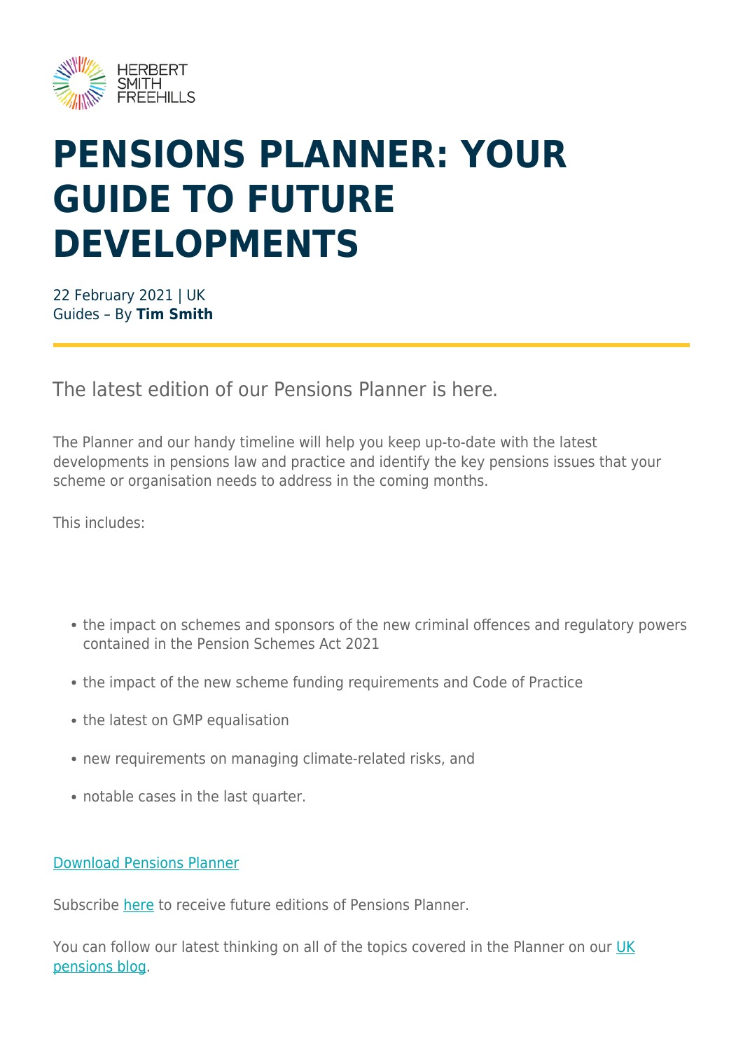HERBERT SMITH FREEHILLS

# PENSIONS PLANNER: YOUR GUIDE TO FUTURE DEVELOPMENTS

22 February 2021 | UK
Guides – By **Tim Smith**

The latest edition of our Pensions Planner is here.

The Planner and our handy timeline will help you keep up-to-date with the latest developments in pensions law and practice and identify the key pensions issues that your scheme or organisation needs to address in the coming months.

This includes:

- the impact on schemes and sponsors of the new criminal offences and regulatory powers contained in the Pension Schemes Act 2021
- the impact of the new scheme funding requirements and Code of Practice
- the latest on GMP equalisation
- new requirements on managing climate-related risks, and
- notable cases in the last quarter.

Download Pensions Planner

Subscribe here to receive future editions of Pensions Planner.

You can follow our latest thinking on all of the topics covered in the Planner on our UK pensions blog.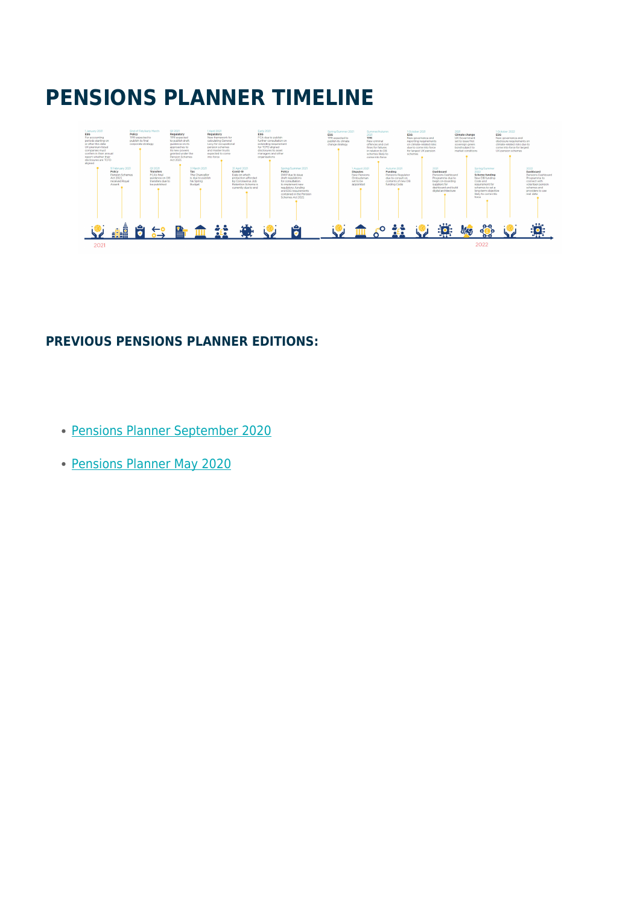# PENSIONS PLANNER TIMELINE

**2021**

- **1 January 2021 – ESG:** For accounting periods starting on or after this date UK premium listed companies must confirm in their annual report whether their disclosures are TCFD aligned
- **11 February 2021 – Policy:** Pension Schemes Act 2021 received Royal Assent
- **End of February/March – Policy:** TPR expected to publish its final corporate strategy
- **Q1 2021 – Transfers:** FCA's final guidance on DB transfers due to be published
- **Q1 2021 – Regulatory:** TPR expected to publish draft guidance on its approaches to its new powers granted under the Pension Schemes Act 2021
- **3 March 2021 – Tax:** The Chancellor is due to publish his Spring Budget
- **1 April 2021 – Regulatory:** New framework for calculating General Levy for occupational pension schemes and master trusts expected to come into force
- **30 April 2021 – Covid-19:** Date on which protection afforded by Coronavirus Job Retention Scheme is currently due to end
- **Early 2021 – ESG:** FCA due to publish further consultation on extending requirement for TCFD aligned disclosures to asset managers and other organisations
- **Spring/Summer 2021 – Policy:** DWP due to issue draft regulations for consultation to implement new regulatory, funding and ESG requirements contained in the Pension Schemes Act 2021
- **Spring/Summer 2021 – ESG:** TPR expected to publish its climate change strategy
- **1 August 2021 – Disputes:** New Pensions Ombudsman set to be appointed
- **Summer/Autumn 2021 – TPR:** New criminal offences and civil fines for failures in relation to DB schemes likely to come into force
- **Autumn 2021 – Funding:** Pensions Regulator due to consult on contents of new DB funding Code
- **1 October 2021 – ESG:** New governance and reporting requirements on climate-related risks due to come into force for largest UK pension schemes
- **2021 – Dashboard:** Pensions Dashboard Programme due to begin on-boarding suppliers for dashboard and build digital architecture
- **2021 – Climate change:** UK Government set to issue first sovereign green bond subject to market conditions

**2022**

- **Spring/Summer 2022 – Scheme funding:** New DB funding Code and requirement for schemes to set a long-term objective likely to come into force
- **1 October 2022 – ESG:** New governance and disclosure requirements on climate-related risks due to come into force for largest UK pension schemes
- **2022 – Dashboard:** Pensions Dashboard Programme to connect with volunteer pension schemes and providers to use real data

## PREVIOUS PENSIONS PLANNER EDITIONS:

- Pensions Planner September 2020
- Pensions Planner May 2020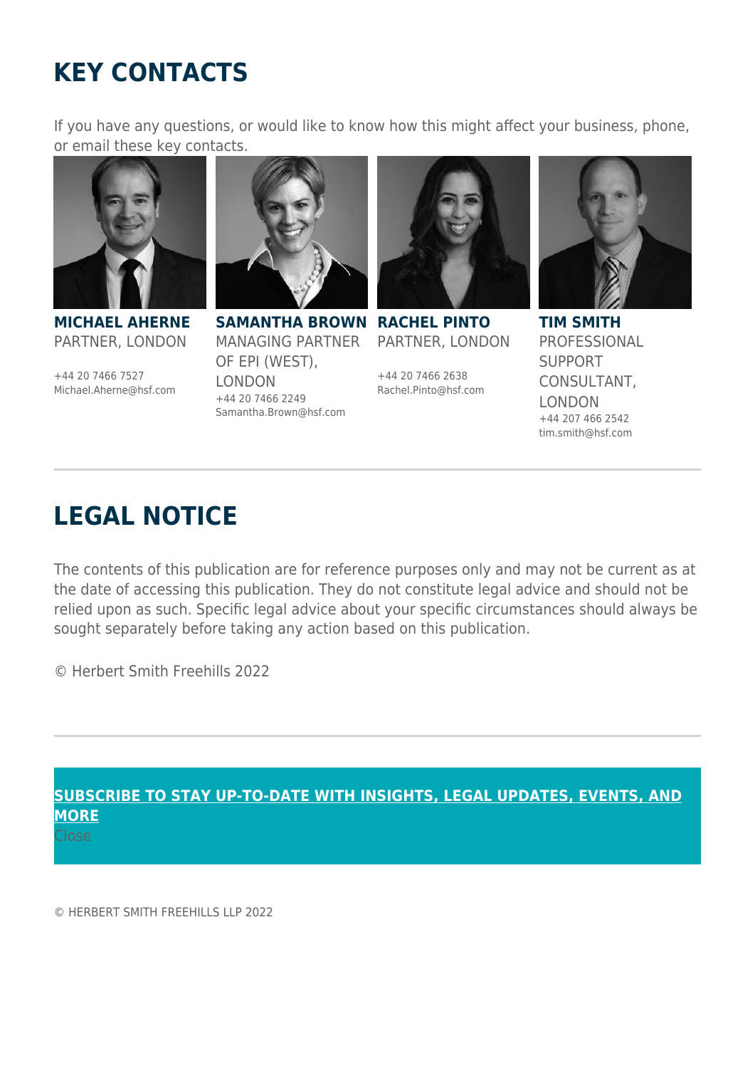## KEY CONTACTS

If you have any questions, or would like to know how this might affect your business, phone, or email these key contacts.

**MICHAEL AHERNE**
PARTNER, LONDON

+44 20 7466 7527
Michael.Aherne@hsf.com

**SAMANTHA BROWN**
MANAGING PARTNER OF EPI (WEST), LONDON
+44 20 7466 2249
Samantha.Brown@hsf.com

**RACHEL PINTO**
PARTNER, LONDON

+44 20 7466 2638
Rachel.Pinto@hsf.com

**TIM SMITH**
PROFESSIONAL SUPPORT CONSULTANT, LONDON
+44 207 466 2542
tim.smith@hsf.com

## LEGAL NOTICE

The contents of this publication are for reference purposes only and may not be current as at the date of accessing this publication. They do not constitute legal advice and should not be relied upon as such. Specific legal advice about your specific circumstances should always be sought separately before taking any action based on this publication.

© Herbert Smith Freehills 2022

**SUBSCRIBE TO STAY UP-TO-DATE WITH INSIGHTS, LEGAL UPDATES, EVENTS, AND MORE**
Close

© HERBERT SMITH FREEHILLS LLP 2022